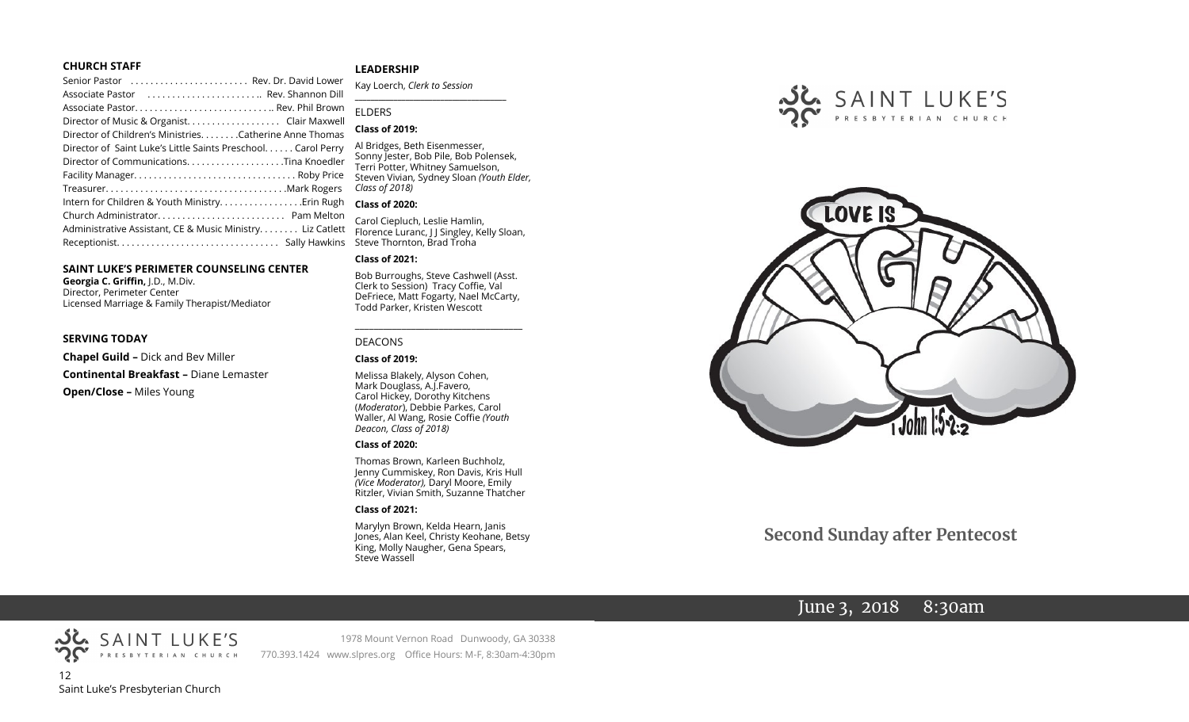### CHURCH STAFF

Senior Pastor . . . . . . . . . . . . . . . . . . . . . . . Rev. Dr. David Lower
Associate Pastor . . . . . . . . . . . . . . . . . . . . . .. Rev. Shannon Dill
Associate Pastor. . . . . . . . . . . . . . . . . . . . . . . . . . . .. Rev. Phil Brown
Director of Music & Organist. . . . . . . . . . . . . . . . . . Clair Maxwell
Director of Children's Ministries. . . . . . . .Catherine Anne Thomas
Director of Saint Luke's Little Saints Preschool. . . . . . Carol Perry
Director of Communications. . . . . . . . . . . . . . . . . . .Tina Knoedler
Facility Manager. . . . . . . . . . . . . . . . . . . . . . . . . . . . . . . . Roby Price
Treasurer. . . . . . . . . . . . . . . . . . . . . . . . . . . . . . . . . . . .Mark Rogers
Intern for Children & Youth Ministry. . . . . . . . . . . . . . . .Erin Rugh
Church Administrator. . . . . . . . . . . . . . . . . . . . . . . . . Pam Melton
Administrative Assistant, CE & Music Ministry. . . . . . . Liz Catlett
Receptionist. . . . . . . . . . . . . . . . . . . . . . . . . . . . . . . . Sally Hawkins

### SAINT LUKE'S PERIMETER COUNSELING CENTER

**Georgia C. Griffin,** J.D., M.Div.
Director, Perimeter Center
Licensed Marriage & Family Therapist/Mediator

### SERVING TODAY

**Chapel Guild –** Dick and Bev Miller

**Continental Breakfast –** Diane Lemaster

**Open/Close –** Miles Young

### LEADERSHIP

Kay Loerch, *Clerk to Session*

ELDERS

**Class of 2019:**

Al Bridges, Beth Eisenmesser, Sonny Jester, Bob Pile, Bob Polensek, Terri Potter, Whitney Samuelson, Steven Vivian, Sydney Sloan *(Youth Elder, Class of 2018)*

**Class of 2020:**

Carol Ciepluch, Leslie Hamlin, Florence Luranc, J J Singley, Kelly Sloan, Steve Thornton, Brad Troha

**Class of 2021:**

Bob Burroughs, Steve Cashwell (Asst. Clerk to Session) Tracy Coffie, Val DeFriece, Matt Fogarty, Nael McCarty, Todd Parker, Kristen Wescott

DEACONS

**Class of 2019:**

Melissa Blakely, Alyson Cohen, Mark Douglass, A.J.Favero, Carol Hickey, Dorothy Kitchens (*Moderator*), Debbie Parkes, Carol Waller, Al Wang, Rosie Coffie *(Youth Deacon, Class of 2018)*

**Class of 2020:**

Thomas Brown, Karleen Buchholz, Jenny Cummiskey, Ron Davis, Kris Hull *(Vice Moderator),* Daryl Moore, Emily Ritzler, Vivian Smith, Suzanne Thatcher

**Class of 2021:**

Marylyn Brown, Kelda Hearn, Janis Jones, Alan Keel, Christy Keohane, Betsy King, Molly Naugher, Gena Spears, Steve Wassell

SAINT LUKE'S PRESBYTERIAN CHURCH

LOVE IS LIGHT — 1 John 1:5-2:2

## Second Sunday after Pentecost

June 3, 2018 8:30am

SAINT LUKE'S PRESBYTERIAN CHURCH

1978 Mount Vernon Road Dunwoody, GA 30338
770.393.1424 www.slpres.org Office Hours: M-F, 8:30am-4:30pm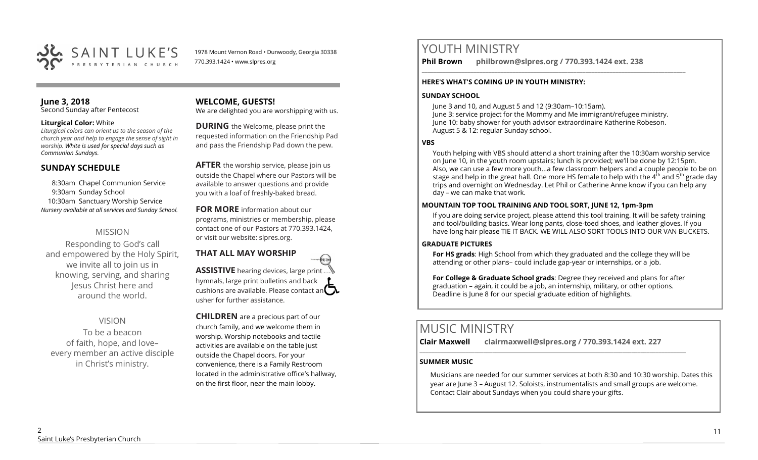SAINT LUKE'S PRESBYTERIAN CHURCH

1978 Mount Vernon Road • Dunwoody, Georgia 30338
770.393.1424 • www.slpres.org

**June 3, 2018**
Second Sunday after Pentecost

**Liturgical Color:** White
*Liturgical colors can orient us to the season of the church year and help to engage the sense of sight in worship. White is used for special days such as Communion Sundays.*

## SUNDAY SCHEDULE

8:30am Chapel Communion Service
9:30am Sunday School
10:30am Sanctuary Worship Service
*Nursery available at all services and Sunday School.*

## MISSION

Responding to God's call and empowered by the Holy Spirit, we invite all to join us in knowing, serving, and sharing Jesus Christ here and around the world.

## VISION

To be a beacon of faith, hope, and love– every member an active disciple in Christ's ministry.

## WELCOME, GUESTS!

We are delighted you are worshipping with us.

**DURING** the Welcome, please print the requested information on the Friendship Pad and pass the Friendship Pad down the pew.

**AFTER** the worship service, please join us outside the Chapel where our Pastors will be available to answer questions and provide you with a loaf of freshly-baked bread.

**FOR MORE** information about our programs, ministries or membership, please contact one of our Pastors at 770.393.1424, or visit our website: slpres.org.

## THAT ALL MAY WORSHIP

**ASSISTIVE** hearing devices, large print hymnals, large print bulletins and back cushions are available. Please contact an usher for further assistance.

**CHILDREN** are a precious part of our church family, and we welcome them in worship. Worship notebooks and tactile activities are available on the table just outside the Chapel doors. For your convenience, there is a Family Restroom located in the administrative office's hallway, on the first floor, near the main lobby.

# YOUTH MINISTRY

**Phil Brown philbrown@slpres.org / 770.393.1424 ext. 238**

**HERE'S WHAT'S COMING UP IN YOUTH MINISTRY:**

**SUNDAY SCHOOL**

June 3 and 10, and August 5 and 12 (9:30am–10:15am).
June 3: service project for the Mommy and Me immigrant/refugee ministry.
June 10: baby shower for youth advisor extraordinaire Katherine Robeson.
August 5 & 12: regular Sunday school.

**VBS**

Youth helping with VBS should attend a short training after the 10:30am worship service on June 10, in the youth room upstairs; lunch is provided; we'll be done by 12:15pm. Also, we can use a few more youth…a few classroom helpers and a couple people to be on stage and help in the great hall. One more HS female to help with the 4th and 5th grade day trips and overnight on Wednesday. Let Phil or Catherine Anne know if you can help any day – we can make that work.

**MOUNTAIN TOP TOOL TRAINING AND TOOL SORT, JUNE 12, 1pm-3pm**

If you are doing service project, please attend this tool training. It will be safety training and tool/building basics. Wear long pants, close-toed shoes, and leather gloves. If you have long hair please TIE IT BACK. WE WILL ALSO SORT TOOLS INTO OUR VAN BUCKETS.

**GRADUATE PICTURES**

**For HS grads**: High School from which they graduated and the college they will be attending or other plans– could include gap-year or internships, or a job.

**For College & Graduate School grads**: Degree they received and plans for after graduation – again, it could be a job, an internship, military, or other options. Deadline is June 8 for our special graduate edition of highlights.

# MUSIC MINISTRY

**Clair Maxwell clairmaxwell@slpres.org / 770.393.1424 ext. 227**

**SUMMER MUSIC**

Musicians are needed for our summer services at both 8:30 and 10:30 worship. Dates this year are June 3 – August 12. Soloists, instrumentalists and small groups are welcome. Contact Clair about Sundays when you could share your gifts.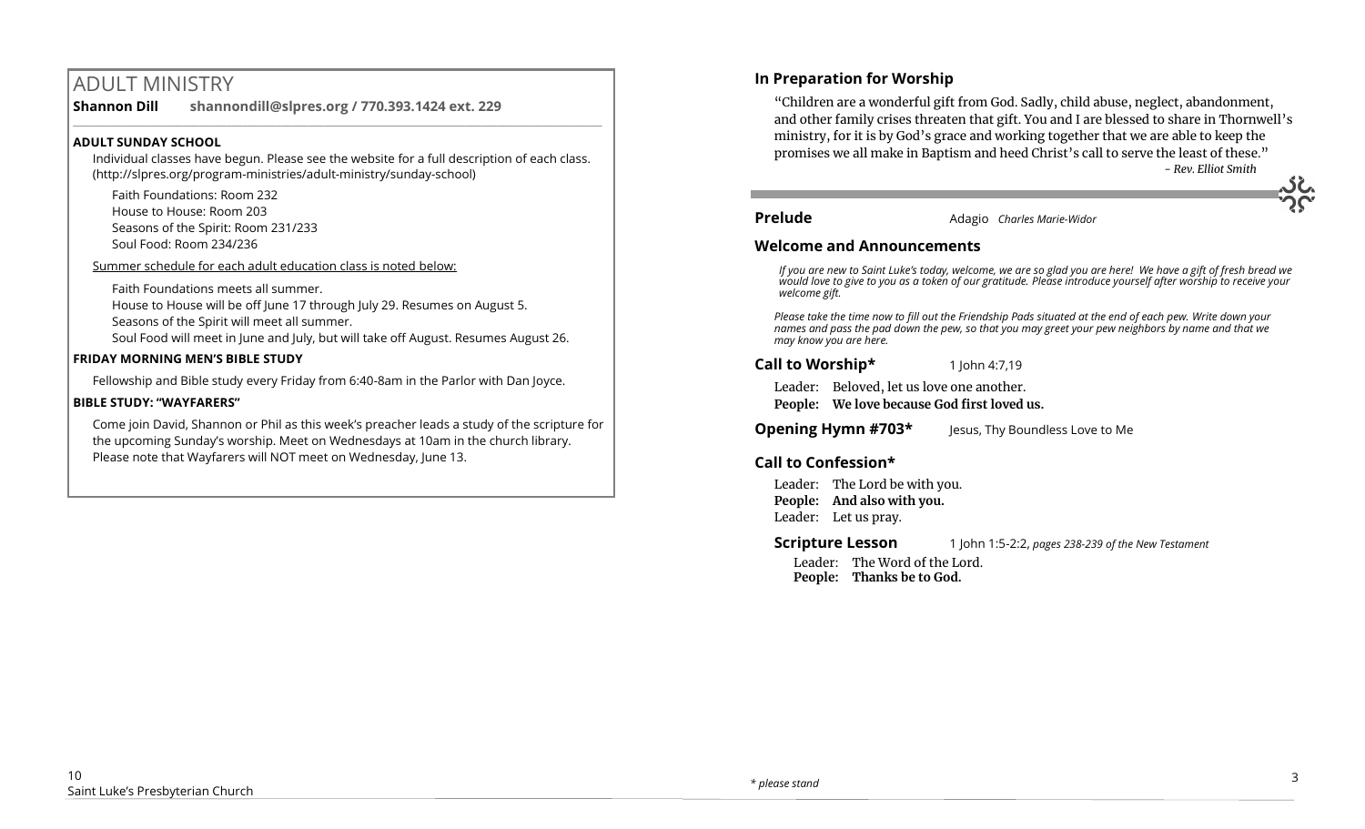# ADULT MINISTRY

**Shannon Dill** **shannondill@slpres.org / 770.393.1424 ext. 229**

**ADULT SUNDAY SCHOOL**

Individual classes have begun. Please see the website for a full description of each class. (http://slpres.org/program-ministries/adult-ministry/sunday-school)

Faith Foundations: Room 232
House to House: Room 203
Seasons of the Spirit: Room 231/233
Soul Food: Room 234/236

Summer schedule for each adult education class is noted below:

Faith Foundations meets all summer.
House to House will be off June 17 through July 29. Resumes on August 5.
Seasons of the Spirit will meet all summer.
Soul Food will meet in June and July, but will take off August. Resumes August 26.

**FRIDAY MORNING MEN'S BIBLE STUDY**

Fellowship and Bible study every Friday from 6:40-8am in the Parlor with Dan Joyce.

**BIBLE STUDY: "WAYFARERS"**

Come join David, Shannon or Phil as this week's preacher leads a study of the scripture for the upcoming Sunday's worship. Meet on Wednesdays at 10am in the church library. Please note that Wayfarers will NOT meet on Wednesday, June 13.

## In Preparation for Worship

"Children are a wonderful gift from God. Sadly, child abuse, neglect, abandonment, and other family crises threaten that gift. You and I are blessed to share in Thornwell's ministry, for it is by God's grace and working together that we are able to keep the promises we all make in Baptism and heed Christ's call to serve the least of these."

*- Rev. Elliot Smith*

**Prelude** Adagio *Charles Marie-Widor*

## Welcome and Announcements

*If you are new to Saint Luke's today, welcome, we are so glad you are here! We have a gift of fresh bread we would love to give to you as a token of our gratitude. Please introduce yourself after worship to receive your welcome gift.*

*Please take the time now to fill out the Friendship Pads situated at the end of each pew. Write down your names and pass the pad down the pew, so that you may greet your pew neighbors by name and that we may know you are here.*

**Call to Worship*** 1 John 4:7,19

Leader: Beloved, let us love one another.
**People: We love because God first loved us.**

**Opening Hymn #703*** Jesus, Thy Boundless Love to Me

## Call to Confession*

Leader: The Lord be with you.
**People: And also with you.**
Leader: Let us pray.

**Scripture Lesson** 1 John 1:5-2:2, *pages 238-239 of the New Testament*

Leader: The Word of the Lord.
**People: Thanks be to God.**

*\* please stand*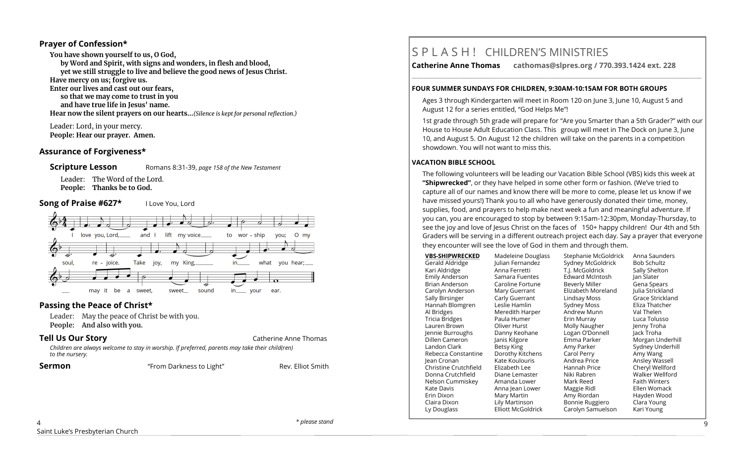## Prayer of Confession*

**You have shown yourself to us, O God,**
**by Word and Spirit, with signs and wonders, in flesh and blood,**
**yet we still struggle to live and believe the good news of Jesus Christ.**
**Have mercy on us; forgive us.**
**Enter our lives and cast out our fears,**
**so that we may come to trust in you**
**and have true life in Jesus' name.**
**Hear now the silent prayers on our hearts…***(Silence is kept for personal reflection.)*

Leader: Lord, in your mercy.
**People: Hear our prayer. Amen.**

## Assurance of Forgiveness*

**Scripture Lesson** Romans 8:31-39, *page 158 of the New Testament*

Leader: The Word of the Lord.
**People: Thanks be to God.**

**Song of Praise #627*** I Love You, Lord

I love you, Lord, and I lift my voice to worship you; O my soul, rejoice. Take joy, my King, in what you hear; may it be a sweet, sweet sound in your ear.

## Passing the Peace of Christ*

Leader: May the peace of Christ be with you.
**People: And also with you.**

**Tell Us Our Story** Catherine Anne Thomas

*Children are always welcome to stay in worship. If preferred, parents may take their child(ren) to the nursery.*

**Sermon** "From Darkness to Light" Rev. Elliot Smith

*\* please stand*

# S P L A S H ! CHILDREN'S MINISTRIES

**Catherine Anne Thomas cathomas@slpres.org / 770.393.1424 ext. 228**

**FOUR SUMMER SUNDAYS FOR CHILDREN, 9:30AM-10:15AM FOR BOTH GROUPS**

Ages 3 through Kindergarten will meet in Room 120 on June 3, June 10, August 5 and August 12 for a series entitled, "God Helps Me"!

1st grade through 5th grade will prepare for "Are you Smarter than a 5th Grader?" with our House to House Adult Education Class. This group will meet in The Dock on June 3, June 10, and August 5. On August 12 the children will take on the parents in a competition showdown. You will not want to miss this.

**VACATION BIBLE SCHOOL**

The following volunteers will be leading our Vacation Bible School (VBS) kids this week at **"Shipwrecked"**, or they have helped in some other form or fashion. (We've tried to capture all of our names and know there will be more to come, please let us know if we have missed yours!) Thank you to all who have generously donated their time, money, supplies, food, and prayers to help make next week a fun and meaningful adventure. If you can, you are encouraged to stop by between 9:15am-12:30pm, Monday-Thursday, to see the joy and love of Jesus Christ on the faces of 150+ happy children! Our 4th and 5th Graders will be serving in a different outreach project each day. Say a prayer that everyone they encounter will see the love of God in them and through them.

**VBS-SHIPWRECKED**

Gerald Aldridge
Kari Aldridge
Emily Anderson
Brian Anderson
Carolyn Anderson
Sally Birsinger
Hannah Blomgren
Al Bridges
Tricia Bridges
Lauren Brown
Jennie Burroughs
Dillen Cameron
Landon Clark
Rebecca Constantine
Jean Cronan
Christine Crutchfield
Donna Crutchfield
Nelson Cummiskey
Kate Davis
Erin Dixon
Claira Dixon
Ly Douglass
Madeleine Douglass
Julian Fernandez
Anna Ferretti
Samara Fuentes
Caroline Fortune
Mary Guerrant
Carly Guerrant
Leslie Hamlin
Meredith Harper
Paula Humer
Oliver Hurst
Danny Keohane
Janis Kilgore
Betsy King
Dorothy Kitchens
Kate Koulouris
Elizabeth Lee
Diane Lemaster
Amanda Lower
Anna Jean Lower
Mary Martin
Lily Martinson
Elliott McGoldrick
Stephanie McGoldrick
Sydney McGoldrick
T.J. McGoldrick
Edward McIntosh
Beverly Miller
Elizabeth Moreland
Lindsay Moss
Sydney Moss
Andrew Munn
Erin Murray
Molly Naugher
Logan O'Donnell
Emma Parker
Amy Parker
Carol Perry
Andrea Price
Hannah Price
Niki Rabren
Mark Reed
Maggie Ridl
Amy Riordan
Bonnie Ruggiero
Carolyn Samuelson
Anna Saunders
Bob Schultz
Sally Shelton
Jan Slater
Gena Spears
Julia Strickland
Grace Strickland
Eliza Thatcher
Val Thelen
Luca Tolusso
Jenny Troha
Jack Troha
Morgan Underhill
Sydney Underhill
Amy Wang
Ansley Wassell
Cheryl Wellford
Walker Wellford
Faith Winters
Ellen Womack
Hayden Wood
Clara Young
Kari Young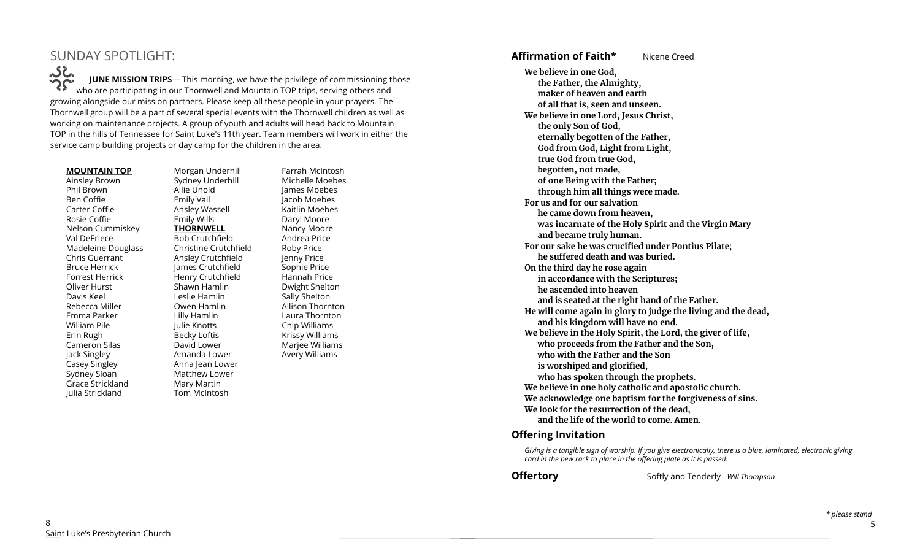## SUNDAY SPOTLIGHT:

**JUNE MISSION TRIPS**— This morning, we have the privilege of commissioning those who are participating in our Thornwell and Mountain TOP trips, serving others and growing alongside our mission partners. Please keep all these people in your prayers. The Thornwell group will be a part of several special events with the Thornwell children as well as working on maintenance projects. A group of youth and adults will head back to Mountain TOP in the hills of Tennessee for Saint Luke's 11th year. Team members will work in either the service camp building projects or day camp for the children in the area.

**MOUNTAIN TOP**

Ainsley Brown
Phil Brown
Ben Coffie
Carter Coffie
Rosie Coffie
Nelson Cummiskey
Val DeFriece
Madeleine Douglass
Chris Guerrant
Bruce Herrick
Forrest Herrick
Oliver Hurst
Davis Keel
Rebecca Miller
Emma Parker
William Pile
Erin Rugh
Cameron Silas
Jack Singley
Casey Singley
Sydney Sloan
Grace Strickland
Julia Strickland
Morgan Underhill
Sydney Underhill
Allie Unold
Emily Vail
Ansley Wassell
Emily Wills

**THORNWELL**

Bob Crutchfield
Christine Crutchfield
Ansley Crutchfield
James Crutchfield
Henry Crutchfield
Shawn Hamlin
Leslie Hamlin
Owen Hamlin
Lilly Hamlin
Julie Knotts
Becky Loftis
David Lower
Amanda Lower
Anna Jean Lower
Matthew Lower
Mary Martin
Tom McIntosh
Farrah McIntosh
Michelle Moebes
James Moebes
Jacob Moebes
Kaitlin Moebes
Daryl Moore
Nancy Moore
Andrea Price
Roby Price
Jenny Price
Sophie Price
Hannah Price
Dwight Shelton
Sally Shelton
Allison Thornton
Laura Thornton
Chip Williams
Krissy Williams
Marjee Williams
Avery Williams

### Affirmation of Faith* Nicene Creed

**We believe in one God,**
**the Father, the Almighty,**
**maker of heaven and earth**
**of all that is, seen and unseen.**
**We believe in one Lord, Jesus Christ,**
**the only Son of God,**
**eternally begotten of the Father,**
**God from God, Light from Light,**
**true God from true God,**
**begotten, not made,**
**of one Being with the Father;**
**through him all things were made.**
**For us and for our salvation**
**he came down from heaven,**
**was incarnate of the Holy Spirit and the Virgin Mary**
**and became truly human.**
**For our sake he was crucified under Pontius Pilate;**
**he suffered death and was buried.**
**On the third day he rose again**
**in accordance with the Scriptures;**
**he ascended into heaven**
**and is seated at the right hand of the Father.**
**He will come again in glory to judge the living and the dead,**
**and his kingdom will have no end.**
**We believe in the Holy Spirit, the Lord, the giver of life,**
**who proceeds from the Father and the Son,**
**who with the Father and the Son**
**is worshiped and glorified,**
**who has spoken through the prophets.**
**We believe in one holy catholic and apostolic church.**
**We acknowledge one baptism for the forgiveness of sins.**
**We look for the resurrection of the dead,**
**and the life of the world to come. Amen.**

### Offering Invitation

*Giving is a tangible sign of worship. If you give electronically, there is a blue, laminated, electronic giving card in the pew rack to place in the offering plate as it is passed.*

### Offertory Softly and Tenderly *Will Thompson*

*\* please stand*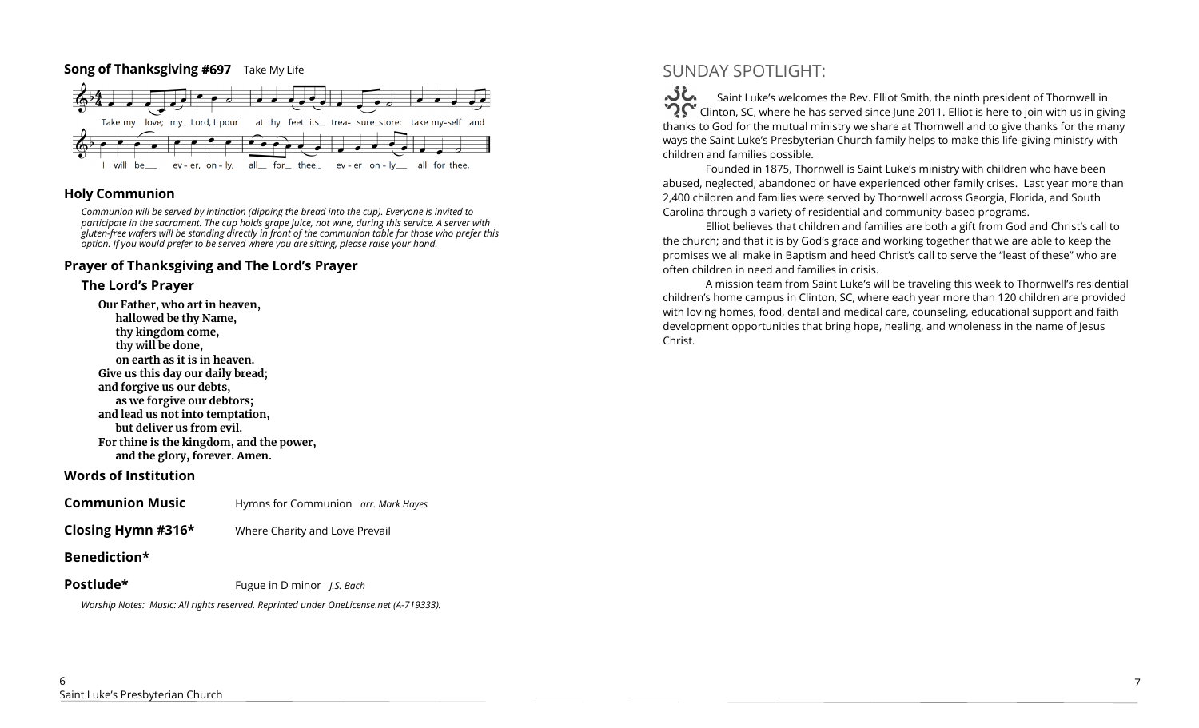**Song of Thanksgiving #697** Take My Life

Take my love; my Lord, I pour at thy feet its treasure store; take myself and I will be ever, only, all for thee, ever only all for thee.

## Holy Communion

*Communion will be served by intinction (dipping the bread into the cup). Everyone is invited to participate in the sacrament. The cup holds grape juice, not wine, during this service. A server with gluten-free wafers will be standing directly in front of the communion table for those who prefer this option. If you would prefer to be served where you are sitting, please raise your hand.*

## Prayer of Thanksgiving and The Lord's Prayer

### The Lord's Prayer

**Our Father, who art in heaven,**
**hallowed be thy Name,**
**thy kingdom come,**
**thy will be done,**
**on earth as it is in heaven.**
**Give us this day our daily bread;**
**and forgive us our debts,**
**as we forgive our debtors;**
**and lead us not into temptation,**
**but deliver us from evil.**
**For thine is the kingdom, and the power,**
**and the glory, forever. Amen.**

## Words of Institution

**Communion Music** Hymns for Communion *arr. Mark Hayes*

**Closing Hymn #316\*** Where Charity and Love Prevail

**Benediction\***

**Postlude\*** Fugue in D minor *J.S. Bach*

*Worship Notes: Music: All rights reserved. Reprinted under OneLicense.net (A-719333).*

# SUNDAY SPOTLIGHT:

Saint Luke's welcomes the Rev. Elliot Smith, the ninth president of Thornwell in Clinton, SC, where he has served since June 2011. Elliot is here to join with us in giving thanks to God for the mutual ministry we share at Thornwell and to give thanks for the many ways the Saint Luke's Presbyterian Church family helps to make this life-giving ministry with children and families possible.

Founded in 1875, Thornwell is Saint Luke's ministry with children who have been abused, neglected, abandoned or have experienced other family crises. Last year more than 2,400 children and families were served by Thornwell across Georgia, Florida, and South Carolina through a variety of residential and community-based programs.

Elliot believes that children and families are both a gift from God and Christ's call to the church; and that it is by God's grace and working together that we are able to keep the promises we all make in Baptism and heed Christ's call to serve the "least of these" who are often children in need and families in crisis.

A mission team from Saint Luke's will be traveling this week to Thornwell's residential children's home campus in Clinton, SC, where each year more than 120 children are provided with loving homes, food, dental and medical care, counseling, educational support and faith development opportunities that bring hope, healing, and wholeness in the name of Jesus Christ.